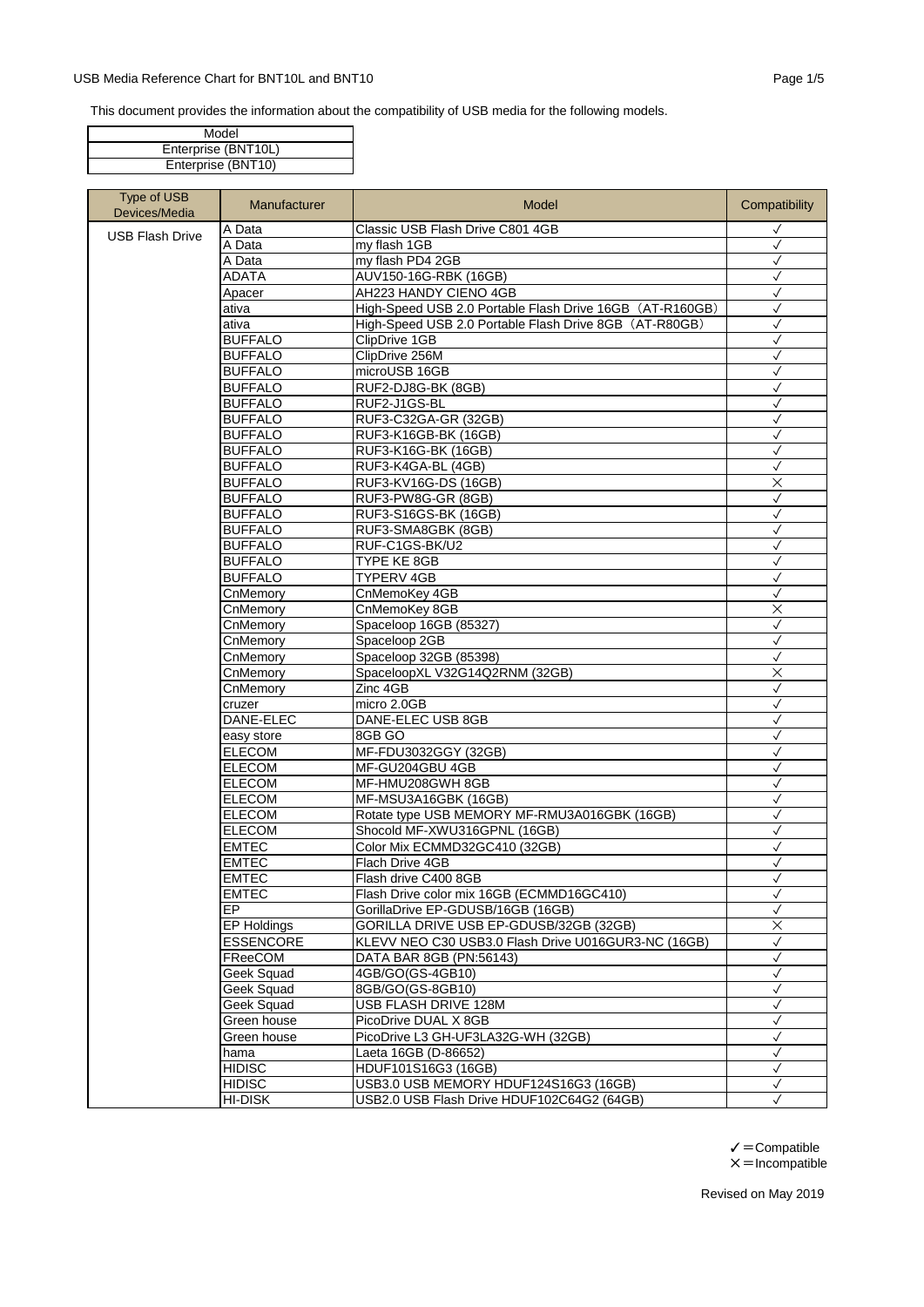USB Media Reference Chart for BNT10L and BNT10

This document provides the information about the compatibility of USB media for the following models.

| Model |
| --- |
| Enterprise (BNT10L) |
| Enterprise (BNT10) |

| Type of USB Devices/Media | Manufacturer | Model | Compatibility |
| --- | --- | --- | --- |
| USB Flash Drive | A Data | Classic USB Flash Drive C801 4GB | ✓ |
| | A Data | my flash 1GB | ✓ |
| | A Data | my flash PD4 2GB | ✓ |
| | ADATA | AUV150-16G-RBK (16GB) | ✓ |
| | Apacer | AH223 HANDY CIENO 4GB | ✓ |
| | ativa | High-Speed USB 2.0 Portable Flash Drive 16GB（AT-R160GB） | ✓ |
| | ativa | High-Speed USB 2.0 Portable Flash Drive 8GB（AT-R80GB） | ✓ |
| | BUFFALO | ClipDrive 1GB | ✓ |
| | BUFFALO | ClipDrive 256M | ✓ |
| | BUFFALO | microUSB 16GB | ✓ |
| | BUFFALO | RUF2-DJ8G-BK (8GB) | ✓ |
| | BUFFALO | RUF2-J1GS-BL | ✓ |
| | BUFFALO | RUF3-C32GA-GR (32GB) | ✓ |
| | BUFFALO | RUF3-K16GB-BK (16GB) | ✓ |
| | BUFFALO | RUF3-K16G-BK (16GB) | ✓ |
| | BUFFALO | RUF3-K4GA-BL (4GB) | ✓ |
| | BUFFALO | RUF3-KV16G-DS (16GB) | × |
| | BUFFALO | RUF3-PW8G-GR (8GB) | ✓ |
| | BUFFALO | RUF3-S16GS-BK (16GB) | ✓ |
| | BUFFALO | RUF3-SMA8GBK (8GB) | ✓ |
| | BUFFALO | RUF-C1GS-BK/U2 | ✓ |
| | BUFFALO | TYPE KE 8GB | ✓ |
| | BUFFALO | TYPERV 4GB | ✓ |
| | CnMemory | CnMemoKey 4GB | ✓ |
| | CnMemory | CnMemoKey 8GB | × |
| | CnMemory | Spaceloop 16GB (85327) | ✓ |
| | CnMemory | Spaceloop 2GB | ✓ |
| | CnMemory | Spaceloop 32GB (85398) | ✓ |
| | CnMemory | SpaceloopXL V32G14Q2RNM (32GB) | × |
| | CnMemory | Zinc 4GB | ✓ |
| | cruzer | micro 2.0GB | ✓ |
| | DANE-ELEC | DANE-ELEC USB 8GB | ✓ |
| | easy store | 8GB GO | ✓ |
| | ELECOM | MF-FDU3032GGY (32GB) | ✓ |
| | ELECOM | MF-GU204GBU 4GB | ✓ |
| | ELECOM | MF-HMU208GWH 8GB | ✓ |
| | ELECOM | MF-MSU3A16GBK (16GB) | ✓ |
| | ELECOM | Rotate type USB MEMORY MF-RMU3A016GBK (16GB) | ✓ |
| | ELECOM | Shocold MF-XWU316GPNL (16GB) | ✓ |
| | EMTEC | Color Mix ECMMD32GC410 (32GB) | ✓ |
| | EMTEC | Flach Drive 4GB | ✓ |
| | EMTEC | Flash drive C400 8GB | ✓ |
| | EMTEC | Flash Drive color mix 16GB (ECMMD16GC410) | ✓ |
| | EP | GorillaDrive EP-GDUSB/16GB (16GB) | ✓ |
| | EP Holdings | GORILLA DRIVE USB EP-GDUSB/32GB (32GB) | × |
| | ESSENCORE | KLEVV NEO C30 USB3.0 Flash Drive U016GUR3-NC (16GB) | ✓ |
| | FReeCOM | DATA BAR 8GB (PN:56143) | ✓ |
| | Geek Squad | 4GB/GO(GS-4GB10) | ✓ |
| | Geek Squad | 8GB/GO(GS-8GB10) | ✓ |
| | Geek Squad | USB FLASH DRIVE 128M | ✓ |
| | Green house | PicoDrive DUAL X 8GB | ✓ |
| | Green house | PicoDrive L3 GH-UF3LA32G-WH (32GB) | ✓ |
| | hama | Laeta 16GB (D-86652) | ✓ |
| | HIDISC | HDUF101S16G3 (16GB) | ✓ |
| | HIDISC | USB3.0 USB MEMORY HDUF124S16G3 (16GB) | ✓ |
| | HI-DISK | USB2.0 USB Flash Drive HDUF102C64G2 (64GB) | ✓ |

✓＝Compatible
×＝Incompatible

Revised on May 2019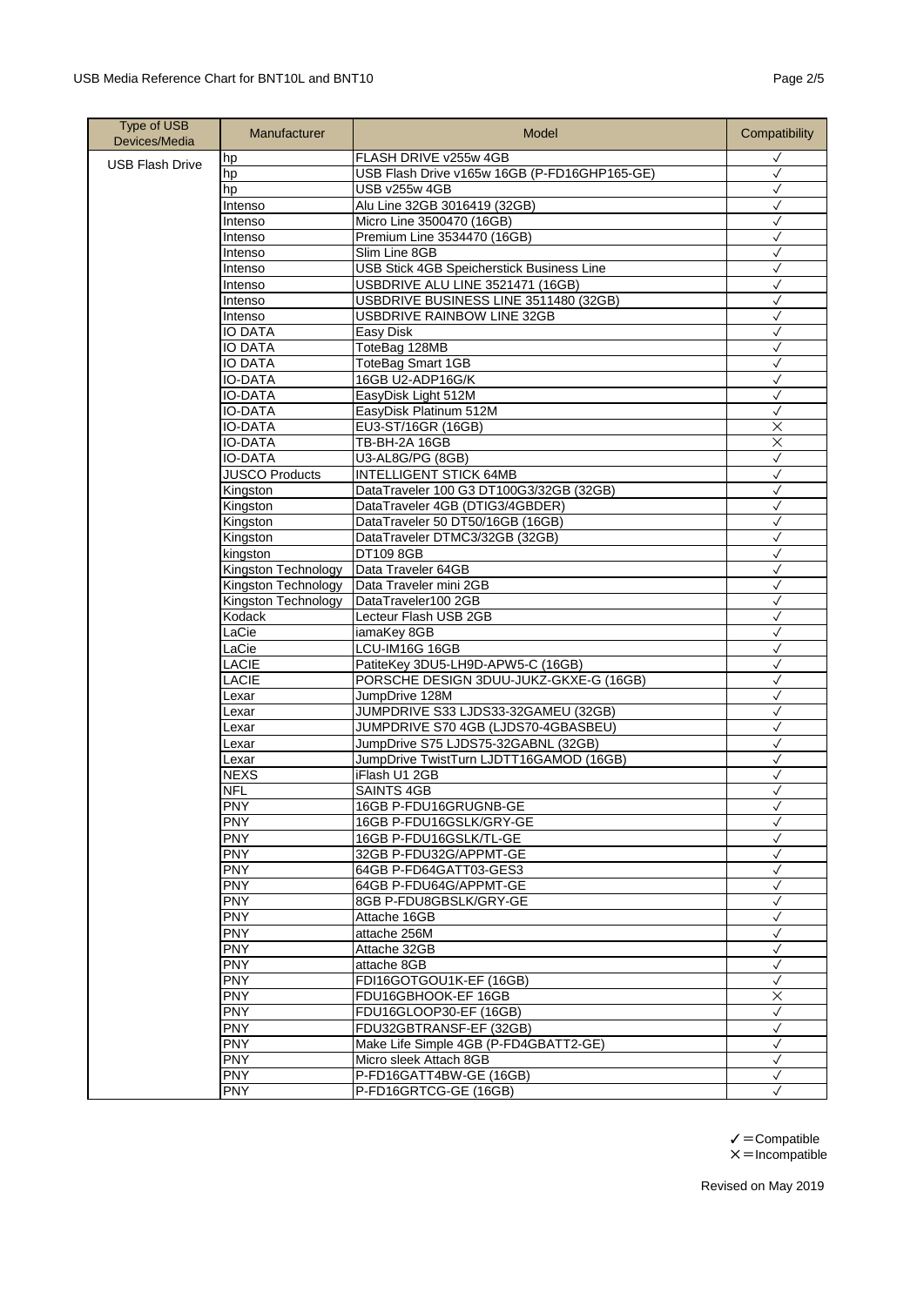| Type of USB Devices/Media | Manufacturer | Model | Compatibility |
|---|---|---|---|
| USB Flash Drive | hp | FLASH DRIVE v255w 4GB | ✓ |
| | hp | USB Flash Drive v165w 16GB (P-FD16GHP165-GE) | ✓ |
| | hp | USB v255w 4GB | ✓ |
| | Intenso | Alu Line 32GB 3016419 (32GB) | ✓ |
| | Intenso | Micro Line 3500470 (16GB) | ✓ |
| | Intenso | Premium Line 3534470 (16GB) | ✓ |
| | Intenso | Slim Line 8GB | ✓ |
| | Intenso | USB Stick 4GB Speicherstick Business Line | ✓ |
| | Intenso | USBDRIVE ALU LINE 3521471 (16GB) | ✓ |
| | Intenso | USBDRIVE BUSINESS LINE 3511480 (32GB) | ✓ |
| | Intenso | USBDRIVE RAINBOW LINE 32GB | ✓ |
| | IO DATA | Easy Disk | ✓ |
| | IO DATA | ToteBag 128MB | ✓ |
| | IO DATA | ToteBag Smart 1GB | ✓ |
| | IO-DATA | 16GB U2-ADP16G/K | ✓ |
| | IO-DATA | EasyDisk Light 512M | ✓ |
| | IO-DATA | EasyDisk Platinum 512M | ✓ |
| | IO-DATA | EU3-ST/16GR (16GB) | × |
| | IO-DATA | TB-BH-2A 16GB | × |
| | IO-DATA | U3-AL8G/PG (8GB) | ✓ |
| | JUSCO Products | INTELLIGENT STICK 64MB | ✓ |
| | Kingston | DataTraveler 100 G3 DT100G3/32GB (32GB) | ✓ |
| | Kingston | DataTraveler 4GB (DTIG3/4GBDER) | ✓ |
| | Kingston | DataTraveler 50 DT50/16GB (16GB) | ✓ |
| | Kingston | DataTraveler DTMC3/32GB (32GB) | ✓ |
| | kingston | DT109 8GB | ✓ |
| | Kingston Technology | Data Traveler 64GB | ✓ |
| | Kingston Technology | Data Traveler mini 2GB | ✓ |
| | Kingston Technology | DataTraveler100 2GB | ✓ |
| | Kodack | Lecteur Flash USB 2GB | ✓ |
| | LaCie | iamaKey 8GB | ✓ |
| | LaCie | LCU-IM16G 16GB | ✓ |
| | LACIE | PatiteKey 3DU5-LH9D-APW5-C (16GB) | ✓ |
| | LACIE | PORSCHE DESIGN 3DUU-JUKZ-GKXE-G (16GB) | ✓ |
| | Lexar | JumpDrive 128M | ✓ |
| | Lexar | JUMPDRIVE S33 LJDS33-32GAMEU (32GB) | ✓ |
| | Lexar | JUMPDRIVE S70 4GB (LJDS70-4GBASBEU) | ✓ |
| | Lexar | JumpDrive S75 LJDS75-32GABNL (32GB) | ✓ |
| | Lexar | JumpDrive TwistTurn LJDTT16GAMOD (16GB) | ✓ |
| | NEXS | iFlash U1 2GB | ✓ |
| | NFL | SAINTS 4GB | ✓ |
| | PNY | 16GB P-FDU16GRUGNB-GE | ✓ |
| | PNY | 16GB P-FDU16GSLK/GRY-GE | ✓ |
| | PNY | 16GB P-FDU16GSLK/TL-GE | ✓ |
| | PNY | 32GB P-FDU32G/APPMT-GE | ✓ |
| | PNY | 64GB P-FD64GATT03-GES3 | ✓ |
| | PNY | 64GB P-FDU64G/APPMT-GE | ✓ |
| | PNY | 8GB P-FDU8GBSLK/GRY-GE | ✓ |
| | PNY | Attache 16GB | ✓ |
| | PNY | attache 256M | ✓ |
| | PNY | Attache 32GB | ✓ |
| | PNY | attache 8GB | ✓ |
| | PNY | FDI16GOTGOU1K-EF (16GB) | ✓ |
| | PNY | FDU16GBHOOK-EF 16GB | × |
| | PNY | FDU16GLOOP30-EF (16GB) | ✓ |
| | PNY | FDU32GBTRANSF-EF (32GB) | ✓ |
| | PNY | Make Life Simple 4GB (P-FD4GBATT2-GE) | ✓ |
| | PNY | Micro sleek Attach 8GB | ✓ |
| | PNY | P-FD16GATT4BW-GE (16GB) | ✓ |
| | PNY | P-FD16GRTCG-GE (16GB) | ✓ |

✓ = Compatible
× = Incompatible

Revised on May 2019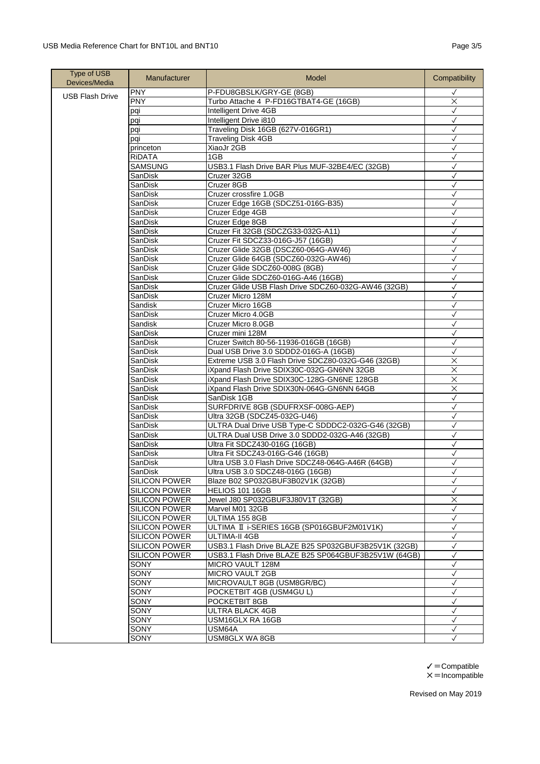| Type of USB Devices/Media | Manufacturer | Model | Compatibility |
|---|---|---|---|
| USB Flash Drive | PNY | P-FDU8GBSLK/GRY-GE (8GB) | ✓ |
| | PNY | Turbo Attache 4 P-FD16GTBAT4-GE (16GB) | × |
| | pqi | Intelligent Drive 4GB | ✓ |
| | pqi | Intelligent Drive i810 | ✓ |
| | pqi | Traveling Disk 16GB (627V-016GR1) | ✓ |
| | pqi | Traveling Disk 4GB | ✓ |
| | princeton | XiaoJr 2GB | ✓ |
| | RiDATA | 1GB | ✓ |
| | SAMSUNG | USB3.1 Flash Drive BAR Plus MUF-32BE4/EC (32GB) | ✓ |
| | SanDisk | Cruzer 32GB | ✓ |
| | SanDisk | Cruzer 8GB | ✓ |
| | SanDisk | Cruzer crossfire 1.0GB | ✓ |
| | SanDisk | Cruzer Edge 16GB (SDCZ51-016G-B35) | ✓ |
| | SanDisk | Cruzer Edge 4GB | ✓ |
| | SanDisk | Cruzer Edge 8GB | ✓ |
| | SanDisk | Cruzer Fit 32GB (SDCZG33-032G-A11) | ✓ |
| | SanDisk | Cruzer Fit SDCZ33-016G-J57 (16GB) | ✓ |
| | SanDisk | Cruzer Glide 32GB (DSCZ60-064G-AW46) | ✓ |
| | SanDisk | Cruzer Glide 64GB (SDCZ60-032G-AW46) | ✓ |
| | SanDisk | Cruzer Glide SDCZ60-008G (8GB) | ✓ |
| | SanDisk | Cruzer Glide SDCZ60-016G-A46 (16GB) | ✓ |
| | SanDisk | Cruzer Glide USB Flash Drive SDCZ60-032G-AW46 (32GB) | ✓ |
| | SanDisk | Cruzer Micro 128M | ✓ |
| | Sandisk | Cruzer Micro 16GB | ✓ |
| | SanDisk | Cruzer Micro 4.0GB | ✓ |
| | Sandisk | Cruzer Micro 8.0GB | ✓ |
| | SanDisk | Cruzer mini 128M | ✓ |
| | SanDisk | Cruzer Switch 80-56-11936-016GB (16GB) | ✓ |
| | SanDisk | Dual USB Drive 3.0 SDDD2-016G-A (16GB) | ✓ |
| | SanDisk | Extreme USB 3.0 Flash Drive SDCZ80-032G-G46 (32GB) | × |
| | SanDisk | iXpand Flash Drive SDIX30C-032G-GN6NN 32GB | × |
| | SanDisk | iXpand Flash Drive SDIX30C-128G-GN6NE 128GB | × |
| | SanDisk | iXpand Flash Drive SDIX30N-064G-GN6NN 64GB | × |
| | SanDisk | SanDisk 1GB | ✓ |
| | SanDisk | SURFDRIVE 8GB (SDUFRXSF-008G-AEP) | ✓ |
| | SanDisk | Ultra 32GB (SDCZ45-032G-U46) | ✓ |
| | SanDisk | ULTRA Dual Drive USB Type-C SDDDC2-032G-G46 (32GB) | ✓ |
| | SanDisk | ULTRA Dual USB Drive 3.0 SDDD2-032G-A46 (32GB) | ✓ |
| | SanDisk | Ultra Fit SDCZ430-016G (16GB) | ✓ |
| | SanDisk | Ultra Fit SDCZ43-016G-G46 (16GB) | ✓ |
| | SanDisk | Ultra USB 3.0 Flash Drive SDCZ48-064G-A46R (64GB) | ✓ |
| | SanDisk | Ultra USB 3.0 SDCZ48-016G (16GB) | ✓ |
| | SILICON POWER | Blaze B02 SP032GBUF3B02V1K (32GB) | ✓ |
| | SILICON POWER | HELIOS 101 16GB | ✓ |
| | SILICON POWER | Jewel J80 SP032GBUF3J80V1T (32GB) | × |
| | SILICON POWER | Marvel M01 32GB | ✓ |
| | SILICON POWER | ULTIMA 155 8GB | ✓ |
| | SILICON POWER | ULTIMA Ⅱ i-SERIES 16GB (SP016GBUF2M01V1K) | ✓ |
| | SILICON POWER | ULTIMA-II 4GB | ✓ |
| | SILICON POWER | USB3.1 Flash Drive BLAZE B25 SP032GBUF3B25V1K (32GB) | ✓ |
| | SILICON POWER | USB3.1 Flash Drive BLAZE B25 SP064GBUF3B25V1W (64GB) | ✓ |
| | SONY | MICRO VAULT 128M | ✓ |
| | SONY | MICRO VAULT 2GB | ✓ |
| | SONY | MICROVAULT 8GB (USM8GR/BC) | ✓ |
| | SONY | POCKETBIT 4GB (USM4GU L) | ✓ |
| | SONY | POCKETBIT 8GB | ✓ |
| | SONY | ULTRA BLACK 4GB | ✓ |
| | SONY | USM16GLX RA 16GB | ✓ |
| | SONY | USM64A | ✓ |
| | SONY | USM8GLX WA 8GB | ✓ |

✓＝Compatible
×＝Incompatible

Revised on May 2019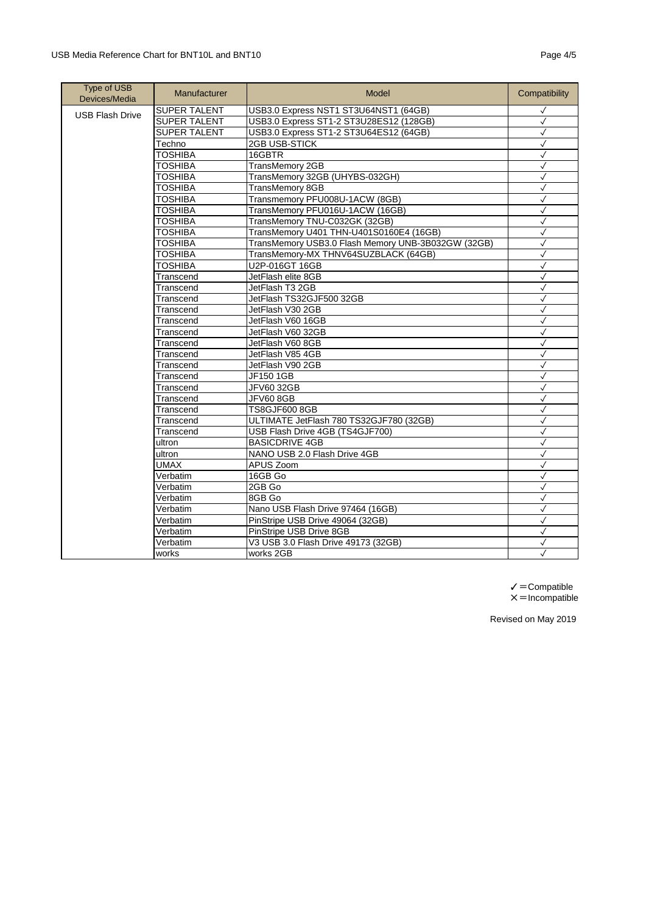| Type of USB Devices/Media | Manufacturer | Model | Compatibility |
|---|---|---|---|
| USB Flash Drive | SUPER TALENT | USB3.0 Express NST1 ST3U64NST1 (64GB) | ✓ |
| | SUPER TALENT | USB3.0 Express ST1-2 ST3U28ES12 (128GB) | ✓ |
| | SUPER TALENT | USB3.0 Express ST1-2 ST3U64ES12 (64GB) | ✓ |
| | Techno | 2GB USB-STICK | ✓ |
| | TOSHIBA | 16GBTR | ✓ |
| | TOSHIBA | TransMemory 2GB | ✓ |
| | TOSHIBA | TransMemory 32GB (UHYBS-032GH) | ✓ |
| | TOSHIBA | TransMemory 8GB | ✓ |
| | TOSHIBA | Transmemory PFU008U-1ACW (8GB) | ✓ |
| | TOSHIBA | TransMemory PFU016U-1ACW (16GB) | ✓ |
| | TOSHIBA | TransMemory TNU-C032GK (32GB) | ✓ |
| | TOSHIBA | TransMemory U401 THN-U401S0160E4 (16GB) | ✓ |
| | TOSHIBA | TransMemory USB3.0 Flash Memory UNB-3B032GW (32GB) | ✓ |
| | TOSHIBA | TransMemory-MX THNV64SUZBLACK (64GB) | ✓ |
| | TOSHIBA | U2P-016GT 16GB | ✓ |
| | Transcend | JetFlash elite 8GB | ✓ |
| | Transcend | JetFlash T3 2GB | ✓ |
| | Transcend | JetFlash TS32GJF500 32GB | ✓ |
| | Transcend | JetFlash V30 2GB | ✓ |
| | Transcend | JetFlash V60 16GB | ✓ |
| | Transcend | JetFlash V60 32GB | ✓ |
| | Transcend | JetFlash V60 8GB | ✓ |
| | Transcend | JetFlash V85 4GB | ✓ |
| | Transcend | JetFlash V90 2GB | ✓ |
| | Transcend | JF150 1GB | ✓ |
| | Transcend | JFV60 32GB | ✓ |
| | Transcend | JFV60 8GB | ✓ |
| | Transcend | TS8GJF600 8GB | ✓ |
| | Transcend | ULTIMATE JetFlash 780 TS32GJF780 (32GB) | ✓ |
| | Transcend | USB Flash Drive 4GB (TS4GJF700) | ✓ |
| | ultron | BASICDRIVE 4GB | ✓ |
| | ultron | NANO USB 2.0 Flash Drive 4GB | ✓ |
| | UMAX | APUS Zoom | ✓ |
| | Verbatim | 16GB Go | ✓ |
| | Verbatim | 2GB Go | ✓ |
| | Verbatim | 8GB Go | ✓ |
| | Verbatim | Nano USB Flash Drive 97464 (16GB) | ✓ |
| | Verbatim | PinStripe USB Drive 49064 (32GB) | ✓ |
| | Verbatim | PinStripe USB Drive 8GB | ✓ |
| | Verbatim | V3 USB 3.0 Flash Drive 49173 (32GB) | ✓ |
| | works | works 2GB | ✓ |

✓＝Compatible
×＝Incompatible

Revised on May 2019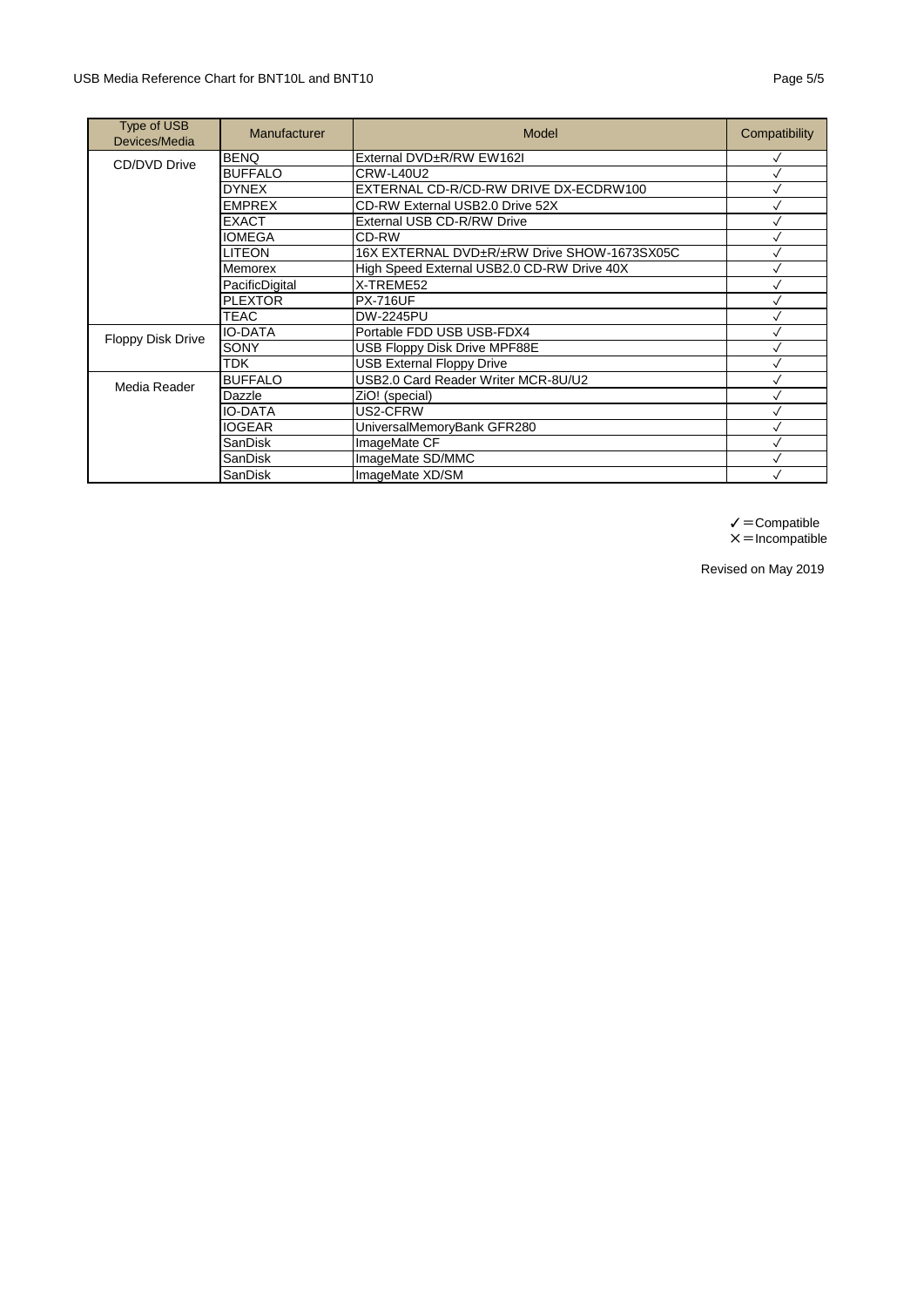| Type of USB Devices/Media | Manufacturer | Model | Compatibility |
|---|---|---|---|
| CD/DVD Drive | BENQ | External DVD±R/RW EW162I | ✓ |
| | BUFFALO | CRW-L40U2 | ✓ |
| | DYNEX | EXTERNAL CD-R/CD-RW DRIVE DX-ECDRW100 | ✓ |
| | EMPREX | CD-RW External USB2.0 Drive 52X | ✓ |
| | EXACT | External USB CD-R/RW Drive | ✓ |
| | IOMEGA | CD-RW | ✓ |
| | LITEON | 16X EXTERNAL DVD±R/±RW Drive SHOW-1673SX05C | ✓ |
| | Memorex | High Speed External USB2.0 CD-RW Drive 40X | ✓ |
| | PacificDigital | X-TREME52 | ✓ |
| | PLEXTOR | PX-716UF | ✓ |
| | TEAC | DW-2245PU | ✓ |
| Floppy Disk Drive | IO-DATA | Portable FDD USB USB-FDX4 | ✓ |
| | SONY | USB Floppy Disk Drive MPF88E | ✓ |
| | TDK | USB External Floppy Drive | ✓ |
| Media Reader | BUFFALO | USB2.0 Card Reader Writer MCR-8U/U2 | ✓ |
| | Dazzle | ZiO! (special) | ✓ |
| | IO-DATA | US2-CFRW | ✓ |
| | IOGEAR | UniversalMemoryBank GFR280 | ✓ |
| | SanDisk | ImageMate CF | ✓ |
| | SanDisk | ImageMate SD/MMC | ✓ |
| | SanDisk | ImageMate XD/SM | ✓ |

✓＝Compatible
×＝Incompatible

Revised on May 2019